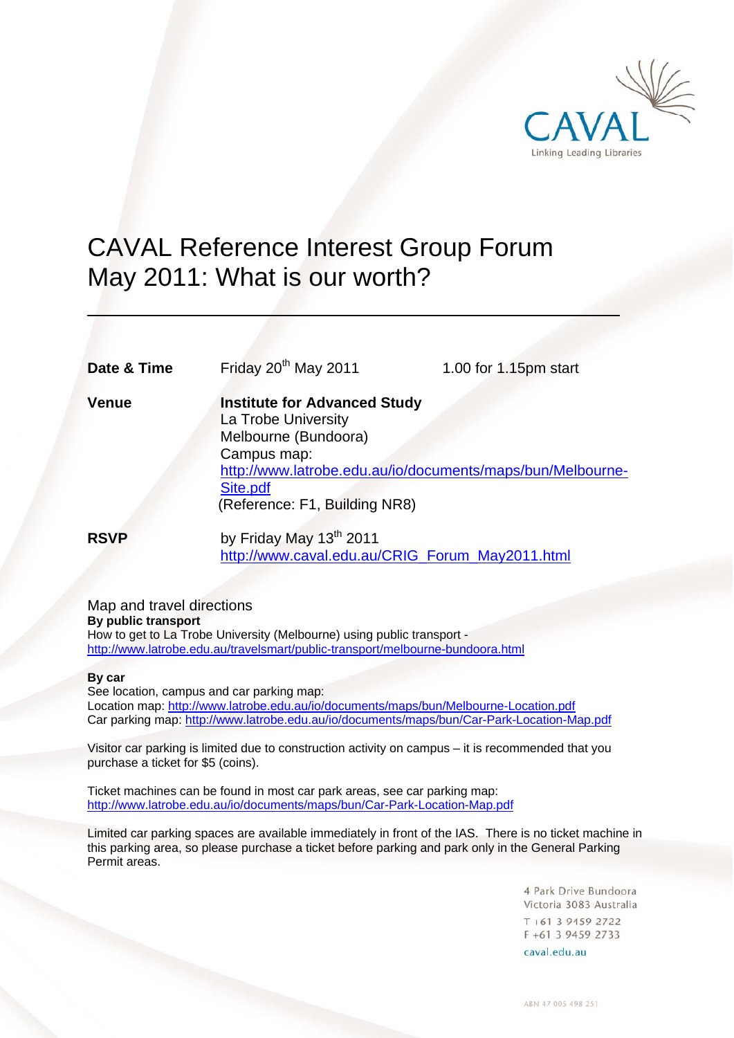CAVAL

Linking Leading Libraries

# CAVAL Reference Interest Group Forum May 2011: What is our worth?

| | | |
|---|---|---|
| **Date & Time** | Friday 20th May 2011 | 1.00 for 1.15pm start |
| **Venue** | **Institute for Advanced Study**<br>La Trobe University<br>Melbourne (Bundoora)<br>Campus map:<br>http://www.latrobe.edu.au/io/documents/maps/bun/Melbourne-Site.pdf<br>(Reference: F1, Building NR8) | |
| **RSVP** | by Friday May 13th 2011<br>http://www.caval.edu.au/CRIG_Forum_May2011.html | |

## Map and travel directions

**By public transport**

How to get to La Trobe University (Melbourne) using public transport - http://www.latrobe.edu.au/travelsmart/public-transport/melbourne-bundoora.html

**By car**

See location, campus and car parking map:
Location map: http://www.latrobe.edu.au/io/documents/maps/bun/Melbourne-Location.pdf
Car parking map: http://www.latrobe.edu.au/io/documents/maps/bun/Car-Park-Location-Map.pdf

Visitor car parking is limited due to construction activity on campus – it is recommended that you purchase a ticket for $5 (coins).

Ticket machines can be found in most car park areas, see car parking map: http://www.latrobe.edu.au/io/documents/maps/bun/Car-Park-Location-Map.pdf

Limited car parking spaces are available immediately in front of the IAS. There is no ticket machine in this parking area, so please purchase a ticket before parking and park only in the General Parking Permit areas.

4 Park Drive Bundoora
Victoria 3083 Australia
T +61 3 9459 2722
F +61 3 9459 2733
caval.edu.au

ABN 47 005 498 251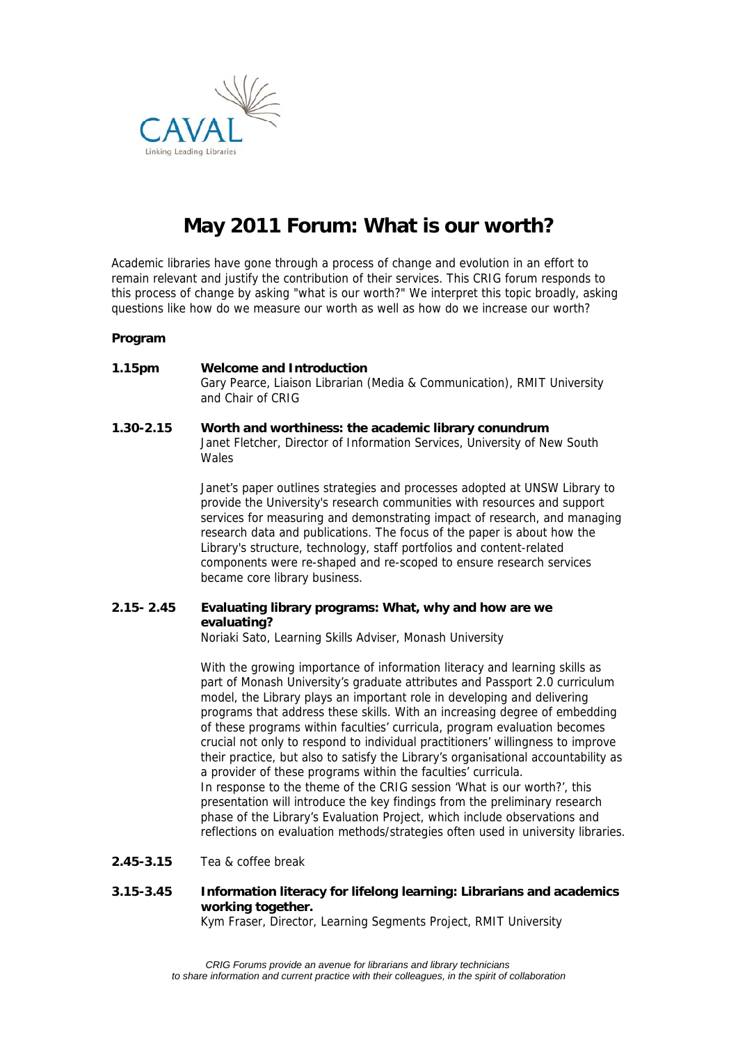CAVAL
Linking Leading Libraries

# May 2011 Forum: What is our worth?

Academic libraries have gone through a process of change and evolution in an effort to remain relevant and justify the contribution of their services. This CRIG forum responds to this process of change by asking "what is our worth?" We interpret this topic broadly, asking questions like how do we measure our worth as well as how do we increase our worth?

**Program**

**1.15pm** **Welcome and Introduction**
Gary Pearce, Liaison Librarian (Media & Communication), RMIT University and Chair of CRIG

**1.30-2.15** **Worth and worthiness: the academic library conundrum**
Janet Fletcher, Director of Information Services, University of New South Wales

Janet's paper outlines strategies and processes adopted at UNSW Library to provide the University's research communities with resources and support services for measuring and demonstrating impact of research, and managing research data and publications. The focus of the paper is about how the Library's structure, technology, staff portfolios and content-related components were re-shaped and re-scoped to ensure research services became core library business.

**2.15- 2.45** **Evaluating library programs: What, why and how are we evaluating?**
Noriaki Sato, Learning Skills Adviser, Monash University

With the growing importance of information literacy and learning skills as part of Monash University's graduate attributes and Passport 2.0 curriculum model, the Library plays an important role in developing and delivering programs that address these skills. With an increasing degree of embedding of these programs within faculties' curricula, program evaluation becomes crucial not only to respond to individual practitioners' willingness to improve their practice, but also to satisfy the Library's organisational accountability as a provider of these programs within the faculties' curricula.
In response to the theme of the CRIG session 'What is our worth?', this presentation will introduce the key findings from the preliminary research phase of the Library's Evaluation Project, which include observations and reflections on evaluation methods/strategies often used in university libraries.

**2.45-3.15** Tea & coffee break

**3.15-3.45** **Information literacy for lifelong learning: Librarians and academics working together.**
Kym Fraser, Director, Learning Segments Project, RMIT University

*CRIG Forums provide an avenue for librarians and library technicians to share information and current practice with their colleagues, in the spirit of collaboration*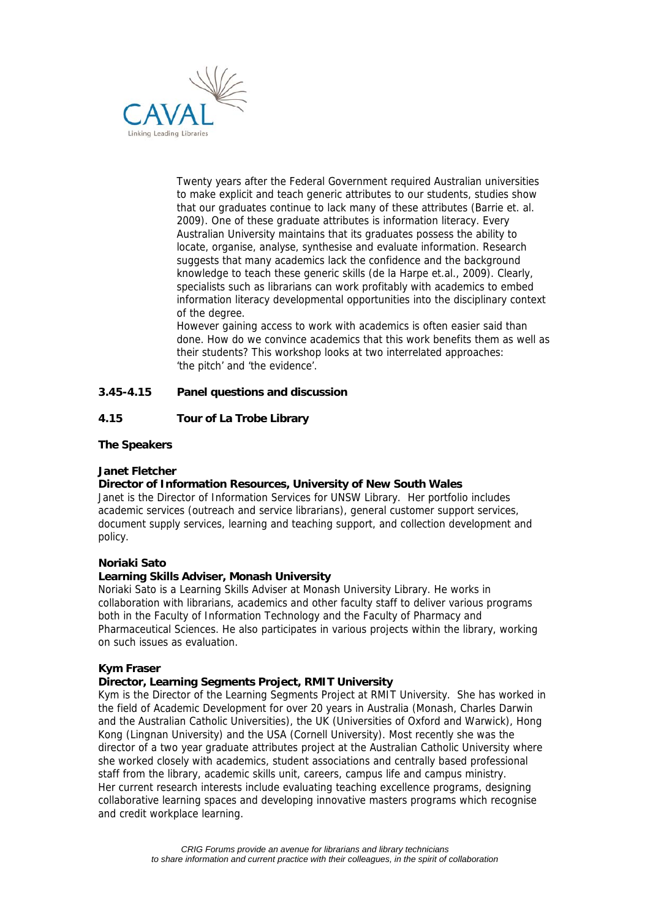Twenty years after the Federal Government required Australian universities to make explicit and teach generic attributes to our students, studies show that our graduates continue to lack many of these attributes (Barrie et. al. 2009). One of these graduate attributes is information literacy. Every Australian University maintains that its graduates possess the ability to locate, organise, analyse, synthesise and evaluate information. Research suggests that many academics lack the confidence and the background knowledge to teach these generic skills (de la Harpe et.al., 2009). Clearly, specialists such as librarians can work profitably with academics to embed information literacy developmental opportunities into the disciplinary context of the degree.

However gaining access to work with academics is often easier said than done. How do we convince academics that this work benefits them as well as their students? This workshop looks at two interrelated approaches: 'the pitch' and 'the evidence'.

**3.45-4.15 Panel questions and discussion**

**4.15 Tour of La Trobe Library**

**The Speakers**

**Janet Fletcher**
**Director of Information Resources, University of New South Wales**
Janet is the Director of Information Services for UNSW Library. Her portfolio includes academic services (outreach and service librarians), general customer support services, document supply services, learning and teaching support, and collection development and policy.

**Noriaki Sato**
**Learning Skills Adviser, Monash University**
Noriaki Sato is a Learning Skills Adviser at Monash University Library. He works in collaboration with librarians, academics and other faculty staff to deliver various programs both in the Faculty of Information Technology and the Faculty of Pharmacy and Pharmaceutical Sciences. He also participates in various projects within the library, working on such issues as evaluation.

**Kym Fraser**
**Director, Learning Segments Project, RMIT University**
Kym is the Director of the Learning Segments Project at RMIT University. She has worked in the field of Academic Development for over 20 years in Australia (Monash, Charles Darwin and the Australian Catholic Universities), the UK (Universities of Oxford and Warwick), Hong Kong (Lingnan University) and the USA (Cornell University). Most recently she was the director of a two year graduate attributes project at the Australian Catholic University where she worked closely with academics, student associations and centrally based professional staff from the library, academic skills unit, careers, campus life and campus ministry. Her current research interests include evaluating teaching excellence programs, designing collaborative learning spaces and developing innovative masters programs which recognise and credit workplace learning.

*CRIG Forums provide an avenue for librarians and library technicians to share information and current practice with their colleagues, in the spirit of collaboration*